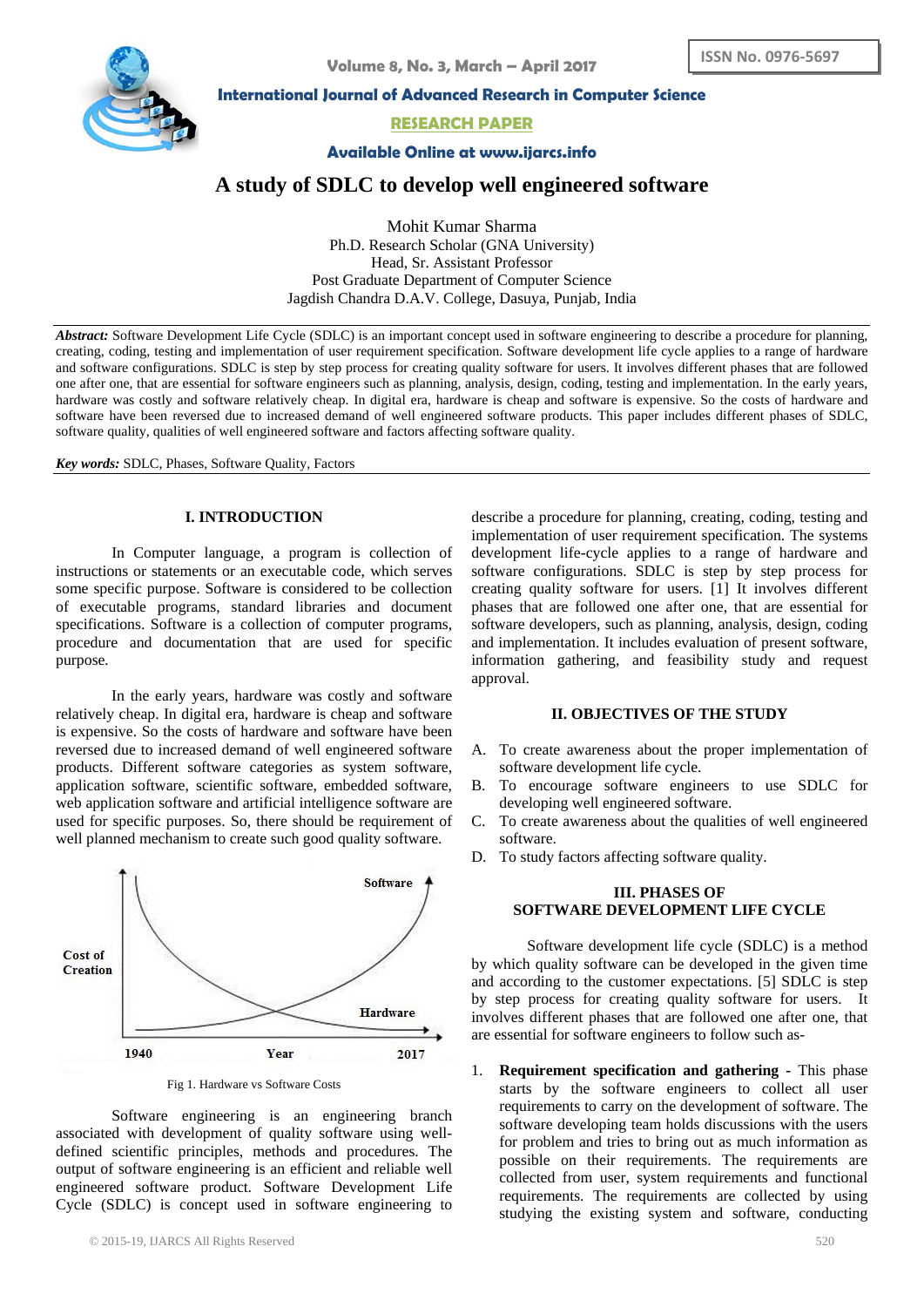# A study of SDLC to develop well engineered software

Mohit Kumar Sharma
Ph.D. Research Scholar (GNA University)
Head, Sr. Assistant Professor
Post Graduate Department of Computer Science
Jagdish Chandra D.A.V. College, Dasuya, Punjab, India

***Abstract:*** Software Development Life Cycle (SDLC) is an important concept used in software engineering to describe a procedure for planning, creating, coding, testing and implementation of user requirement specification. Software development life cycle applies to a range of hardware and software configurations. SDLC is step by step process for creating quality software for users. It involves different phases that are followed one after one, that are essential for software engineers such as planning, analysis, design, coding, testing and implementation. In the early years, hardware was costly and software relatively cheap. In digital era, hardware is cheap and software is expensive. So the costs of hardware and software have been reversed due to increased demand of well engineered software products. This paper includes different phases of SDLC, software quality, qualities of well engineered software and factors affecting software quality.

***Key words:*** SDLC, Phases, Software Quality, Factors

## I. INTRODUCTION

In Computer language, a program is collection of instructions or statements or an executable code, which serves some specific purpose. Software is considered to be collection of executable programs, standard libraries and document specifications. Software is a collection of computer programs, procedure and documentation that are used for specific purpose.

In the early years, hardware was costly and software relatively cheap. In digital era, hardware is cheap and software is expensive. So the costs of hardware and software have been reversed due to increased demand of well engineered software products. Different software categories as system software, application software, scientific software, embedded software, web application software and artificial intelligence software are used for specific purposes. So, there should be requirement of well planned mechanism to create such good quality software.

Fig 1. Hardware vs Software Costs

Software engineering is an engineering branch associated with development of quality software using well-defined scientific principles, methods and procedures. The output of software engineering is an efficient and reliable well engineered software product. Software Development Life Cycle (SDLC) is concept used in software engineering to describe a procedure for planning, creating, coding, testing and implementation of user requirement specification. The systems development life-cycle applies to a range of hardware and software configurations. SDLC is step by step process for creating quality software for users. [1] It involves different phases that are followed one after one, that are essential for software developers, such as planning, analysis, design, coding and implementation. It includes evaluation of present software, information gathering, and feasibility study and request approval.

## II. OBJECTIVES OF THE STUDY

A. To create awareness about the proper implementation of software development life cycle.
B. To encourage software engineers to use SDLC for developing well engineered software.
C. To create awareness about the qualities of well engineered software.
D. To study factors affecting software quality.

## III. PHASES OF SOFTWARE DEVELOPMENT LIFE CYCLE

Software development life cycle (SDLC) is a method by which quality software can be developed in the given time and according to the customer expectations. [5] SDLC is step by step process for creating quality software for users. It involves different phases that are followed one after one, that are essential for software engineers to follow such as-

1. **Requirement specification and gathering** - This phase starts by the software engineers to collect all user requirements to carry on the development of software. The software developing team holds discussions with the users for problem and tries to bring out as much information as possible on their requirements. The requirements are collected from user, system requirements and functional requirements. The requirements are collected by using studying the existing system and software, conducting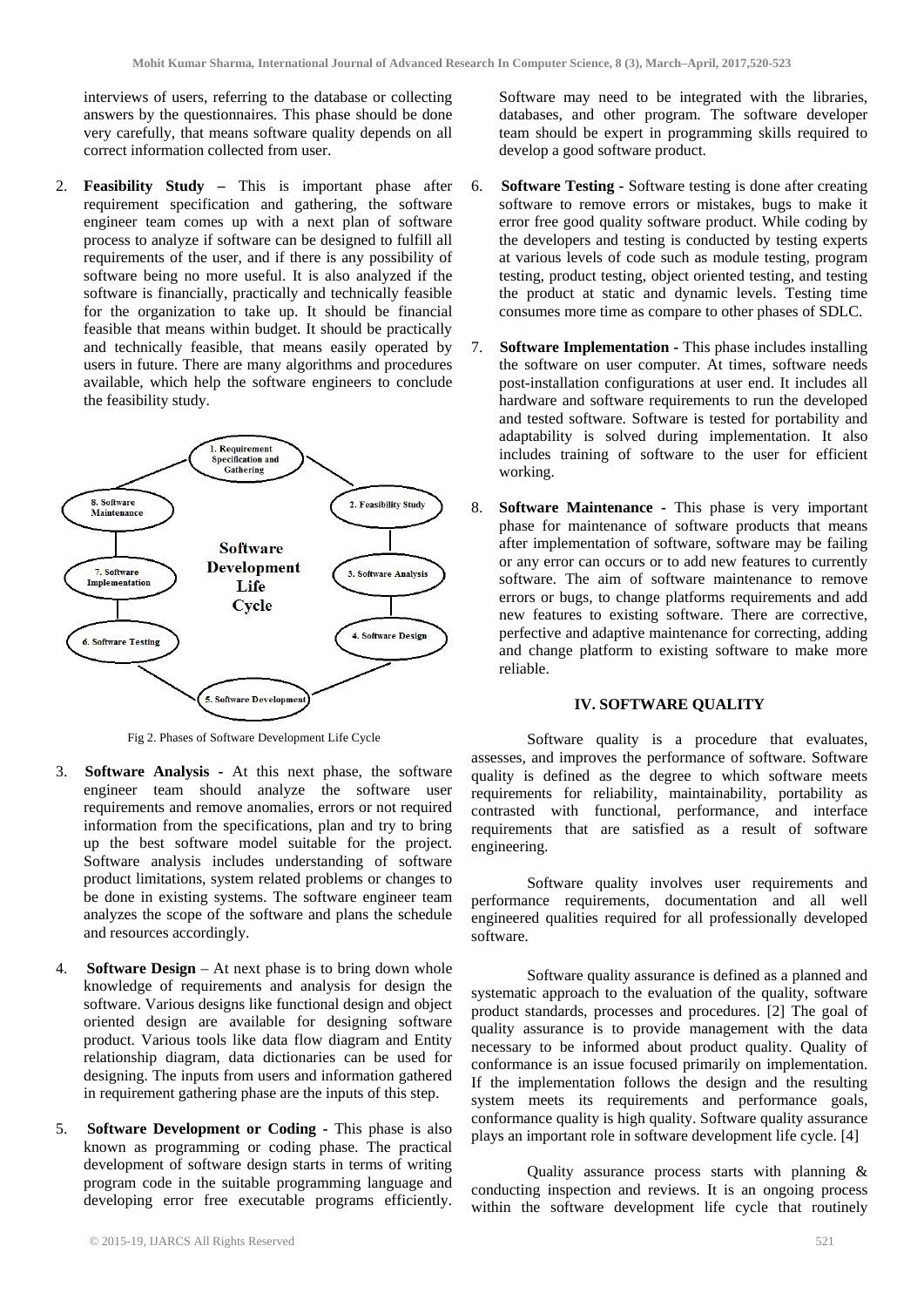interviews of users, referring to the database or collecting answers by the questionnaires. This phase should be done very carefully, that means software quality depends on all correct information collected from user.

2. **Feasibility Study –** This is important phase after requirement specification and gathering, the software engineer team comes up with a next plan of software process to analyze if software can be designed to fulfill all requirements of the user, and if there is any possibility of software being no more useful. It is also analyzed if the software is financially, practically and technically feasible for the organization to take up. It should be financial feasible that means within budget. It should be practically and technically feasible, that means easily operated by users in future. There are many algorithms and procedures available, which help the software engineers to conclude the feasibility study.

Fig 2. Phases of Software Development Life Cycle

3. **Software Analysis -** At this next phase, the software engineer team should analyze the software user requirements and remove anomalies, errors or not required information from the specifications, plan and try to bring up the best software model suitable for the project. Software analysis includes understanding of software product limitations, system related problems or changes to be done in existing systems. The software engineer team analyzes the scope of the software and plans the schedule and resources accordingly.

4. **Software Design** – At next phase is to bring down whole knowledge of requirements and analysis for design the software. Various designs like functional design and object oriented design are available for designing software product. Various tools like data flow diagram and Entity relationship diagram, data dictionaries can be used for designing. The inputs from users and information gathered in requirement gathering phase are the inputs of this step.

5. **Software Development or Coding -** This phase is also known as programming or coding phase. The practical development of software design starts in terms of writing program code in the suitable programming language and developing error free executable programs efficiently. Software may need to be integrated with the libraries, databases, and other program. The software developer team should be expert in programming skills required to develop a good software product.

6. **Software Testing -** Software testing is done after creating software to remove errors or mistakes, bugs to make it error free good quality software product. While coding by the developers and testing is conducted by testing experts at various levels of code such as module testing, program testing, product testing, object oriented testing, and testing the product at static and dynamic levels. Testing time consumes more time as compare to other phases of SDLC.

7. **Software Implementation -** This phase includes installing the software on user computer. At times, software needs post-installation configurations at user end. It includes all hardware and software requirements to run the developed and tested software. Software is tested for portability and adaptability is solved during implementation. It also includes training of software to the user for efficient working.

8. **Software Maintenance -** This phase is very important phase for maintenance of software products that means after implementation of software, software may be failing or any error can occurs or to add new features to currently software. The aim of software maintenance to remove errors or bugs, to change platforms requirements and add new features to existing software. There are corrective, perfective and adaptive maintenance for correcting, adding and change platform to existing software to make more reliable.

## IV. SOFTWARE QUALITY

Software quality is a procedure that evaluates, assesses, and improves the performance of software. Software quality is defined as the degree to which software meets requirements for reliability, maintainability, portability as contrasted with functional, performance, and interface requirements that are satisfied as a result of software engineering.

Software quality involves user requirements and performance requirements, documentation and all well engineered qualities required for all professionally developed software.

Software quality assurance is defined as a planned and systematic approach to the evaluation of the quality, software product standards, processes and procedures. [2] The goal of quality assurance is to provide management with the data necessary to be informed about product quality. Quality of conformance is an issue focused primarily on implementation. If the implementation follows the design and the resulting system meets its requirements and performance goals, conformance quality is high quality. Software quality assurance plays an important role in software development life cycle. [4]

Quality assurance process starts with planning & conducting inspection and reviews. It is an ongoing process within the software development life cycle that routinely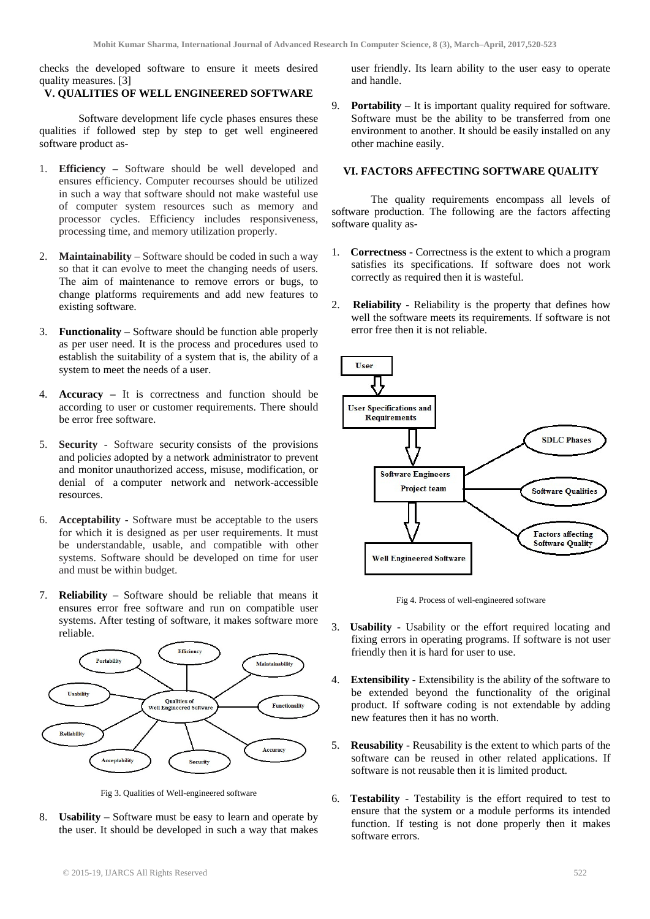checks the developed software to ensure it meets desired quality measures. [3]

## V. QUALITIES OF WELL ENGINEERED SOFTWARE

Software development life cycle phases ensures these qualities if followed step by step to get well engineered software product as-

1. **Efficiency –** Software should be well developed and ensures efficiency. Computer recourses should be utilized in such a way that software should not make wasteful use of computer system resources such as memory and processor cycles. Efficiency includes responsiveness, processing time, and memory utilization properly.

2. **Maintainability** – Software should be coded in such a way so that it can evolve to meet the changing needs of users. The aim of maintenance to remove errors or bugs, to change platforms requirements and add new features to existing software.

3. **Functionality** – Software should be function able properly as per user need. It is the process and procedures used to establish the suitability of a system that is, the ability of a system to meet the needs of a user.

4. **Accuracy –** It is correctness and function should be according to user or customer requirements. There should be error free software.

5. **Security** - Software security consists of the provisions and policies adopted by a network administrator to prevent and monitor unauthorized access, misuse, modification, or denial of a computer network and network-accessible resources.

6. **Acceptability** - Software must be acceptable to the users for which it is designed as per user requirements. It must be understandable, usable, and compatible with other systems. Software should be developed on time for user and must be within budget.

7. **Reliability** – Software should be reliable that means it ensures error free software and run on compatible user systems. After testing of software, it makes software more reliable.

Fig 3. Qualities of Well-engineered software

8. **Usability** – Software must be easy to learn and operate by the user. It should be developed in such a way that makes user friendly. Its learn ability to the user easy to operate and handle.

9. **Portability** – It is important quality required for software. Software must be the ability to be transferred from one environment to another. It should be easily installed on any other machine easily.

## VI. FACTORS AFFECTING SOFTWARE QUALITY

The quality requirements encompass all levels of software production. The following are the factors affecting software quality as-

1. **Correctness** - Correctness is the extent to which a program satisfies its specifications. If software does not work correctly as required then it is wasteful.

2. **Reliability** - Reliability is the property that defines how well the software meets its requirements. If software is not error free then it is not reliable.

Fig 4. Process of well-engineered software

3. **Usability** - Usability or the effort required locating and fixing errors in operating programs. If software is not user friendly then it is hard for user to use.

4. **Extensibility -** Extensibility is the ability of the software to be extended beyond the functionality of the original product. If software coding is not extendable by adding new features then it has no worth.

5. **Reusability** - Reusability is the extent to which parts of the software can be reused in other related applications. If software is not reusable then it is limited product.

6. **Testability** - Testability is the effort required to test to ensure that the system or a module performs its intended function. If testing is not done properly then it makes software errors.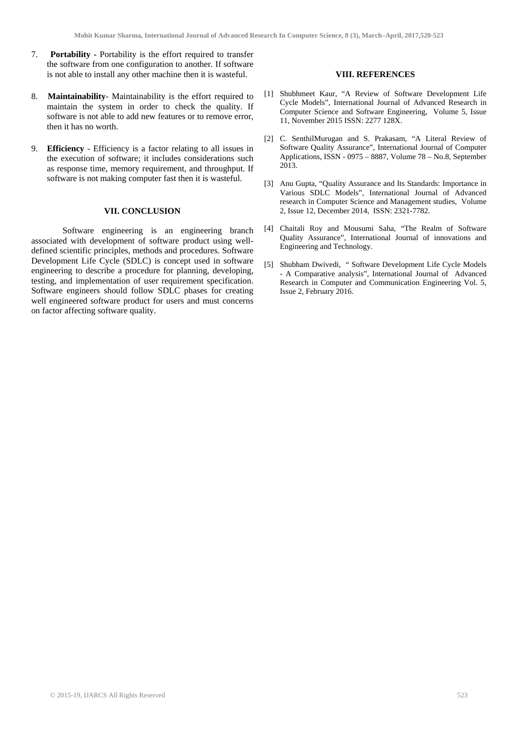7. **Portability -** Portability is the effort required to transfer the software from one configuration to another. If software is not able to install any other machine then it is wasteful.

8. **Maintainability**- Maintainability is the effort required to maintain the system in order to check the quality. If software is not able to add new features or to remove error, then it has no worth.

9. **Efficiency** - Efficiency is a factor relating to all issues in the execution of software; it includes considerations such as response time, memory requirement, and throughput. If software is not making computer fast then it is wasteful.

## VII. CONCLUSION

Software engineering is an engineering branch associated with development of software product using well-defined scientific principles, methods and procedures. Software Development Life Cycle (SDLC) is concept used in software engineering to describe a procedure for planning, developing, testing, and implementation of user requirement specification. Software engineers should follow SDLC phases for creating well engineered software product for users and must concerns on factor affecting software quality.

## VIII. REFERENCES

[1] Shubhmeet Kaur, "A Review of Software Development Life Cycle Models", International Journal of Advanced Research in Computer Science and Software Engineering, Volume 5, Issue 11, November 2015 ISSN: 2277 128X.

[2] C. SenthilMurugan and S. Prakasam, "A Literal Review of Software Quality Assurance", International Journal of Computer Applications, ISSN - 0975 – 8887, Volume 78 – No.8, September 2013.

[3] Anu Gupta, "Quality Assurance and Its Standards: Importance in Various SDLC Models", International Journal of Advanced research in Computer Science and Management studies, Volume 2, Issue 12, December 2014, ISSN: 2321-7782.

[4] Chaitali Roy and Mousumi Saha, "The Realm of Software Quality Assurance", International Journal of innovations and Engineering and Technology.

[5] Shubham Dwivedi, " Software Development Life Cycle Models - A Comparative analysis", International Journal of Advanced Research in Computer and Communication Engineering Vol. 5, Issue 2, February 2016.